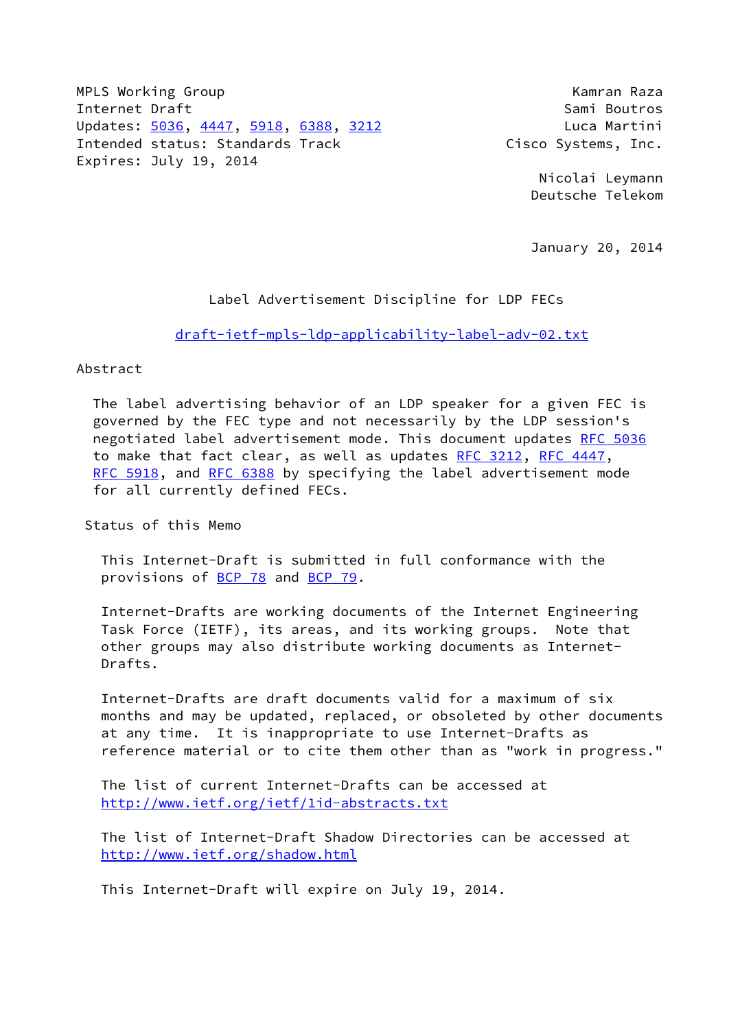MPLS Working Group Kamran Raza
Internet Draft Sami Boutros
Updates: 5036, 4447, 5918, 6388, 3212 Luca Martini
Intended status: Standards Track Cisco Systems, Inc.
Expires: July 19, 2014

Nicolai Leymann
Deutsche Telekom

January 20, 2014

# Label Advertisement Discipline for LDP FECs

draft-ietf-mpls-ldp-applicability-label-adv-02.txt

## Abstract

The label advertising behavior of an LDP speaker for a given FEC is governed by the FEC type and not necessarily by the LDP session's negotiated label advertisement mode. This document updates RFC 5036 to make that fact clear, as well as updates RFC 3212, RFC 4447, RFC 5918, and RFC 6388 by specifying the label advertisement mode for all currently defined FECs.

## Status of this Memo

This Internet-Draft is submitted in full conformance with the provisions of BCP 78 and BCP 79.

Internet-Drafts are working documents of the Internet Engineering Task Force (IETF), its areas, and its working groups. Note that other groups may also distribute working documents as Internet-Drafts.

Internet-Drafts are draft documents valid for a maximum of six months and may be updated, replaced, or obsoleted by other documents at any time. It is inappropriate to use Internet-Drafts as reference material or to cite them other than as "work in progress."

The list of current Internet-Drafts can be accessed at http://www.ietf.org/ietf/1id-abstracts.txt

The list of Internet-Draft Shadow Directories can be accessed at http://www.ietf.org/shadow.html

This Internet-Draft will expire on July 19, 2014.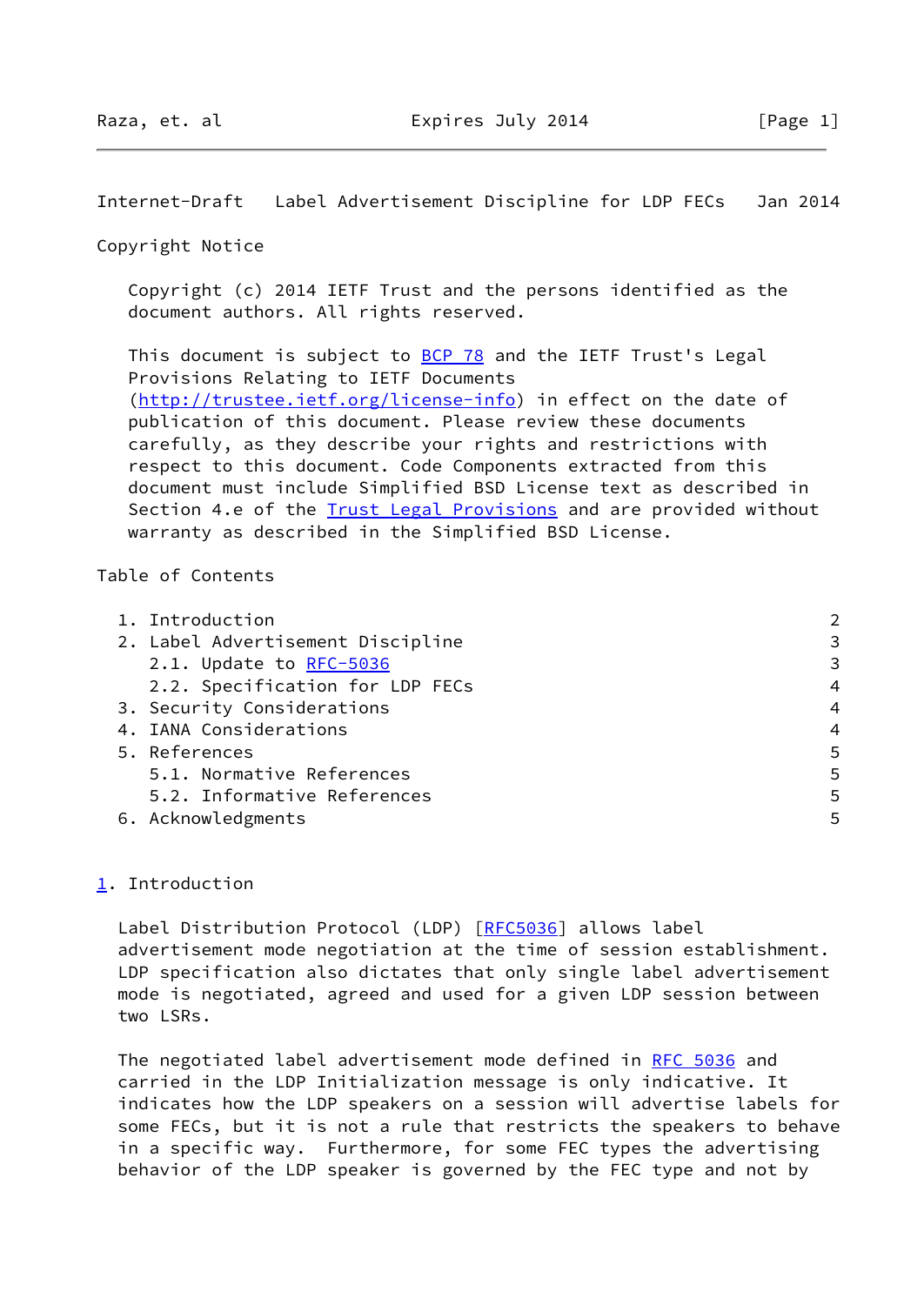Copyright Notice

Copyright (c) 2014 IETF Trust and the persons identified as the document authors. All rights reserved.

This document is subject to BCP 78 and the IETF Trust's Legal Provisions Relating to IETF Documents (http://trustee.ietf.org/license-info) in effect on the date of publication of this document. Please review these documents carefully, as they describe your rights and restrictions with respect to this document. Code Components extracted from this document must include Simplified BSD License text as described in Section 4.e of the Trust Legal Provisions and are provided without warranty as described in the Simplified BSD License.

Table of Contents

1. Introduction 2
2. Label Advertisement Discipline 3
   2.1. Update to RFC-5036 3
   2.2. Specification for LDP FECs 4
3. Security Considerations 4
4. IANA Considerations 4
5. References 5
   5.1. Normative References 5
   5.2. Informative References 5
6. Acknowledgments 5

# 1. Introduction

Label Distribution Protocol (LDP) [RFC5036] allows label advertisement mode negotiation at the time of session establishment. LDP specification also dictates that only single label advertisement mode is negotiated, agreed and used for a given LDP session between two LSRs.

The negotiated label advertisement mode defined in RFC 5036 and carried in the LDP Initialization message is only indicative. It indicates how the LDP speakers on a session will advertise labels for some FECs, but it is not a rule that restricts the speakers to behave in a specific way. Furthermore, for some FEC types the advertising behavior of the LDP speaker is governed by the FEC type and not by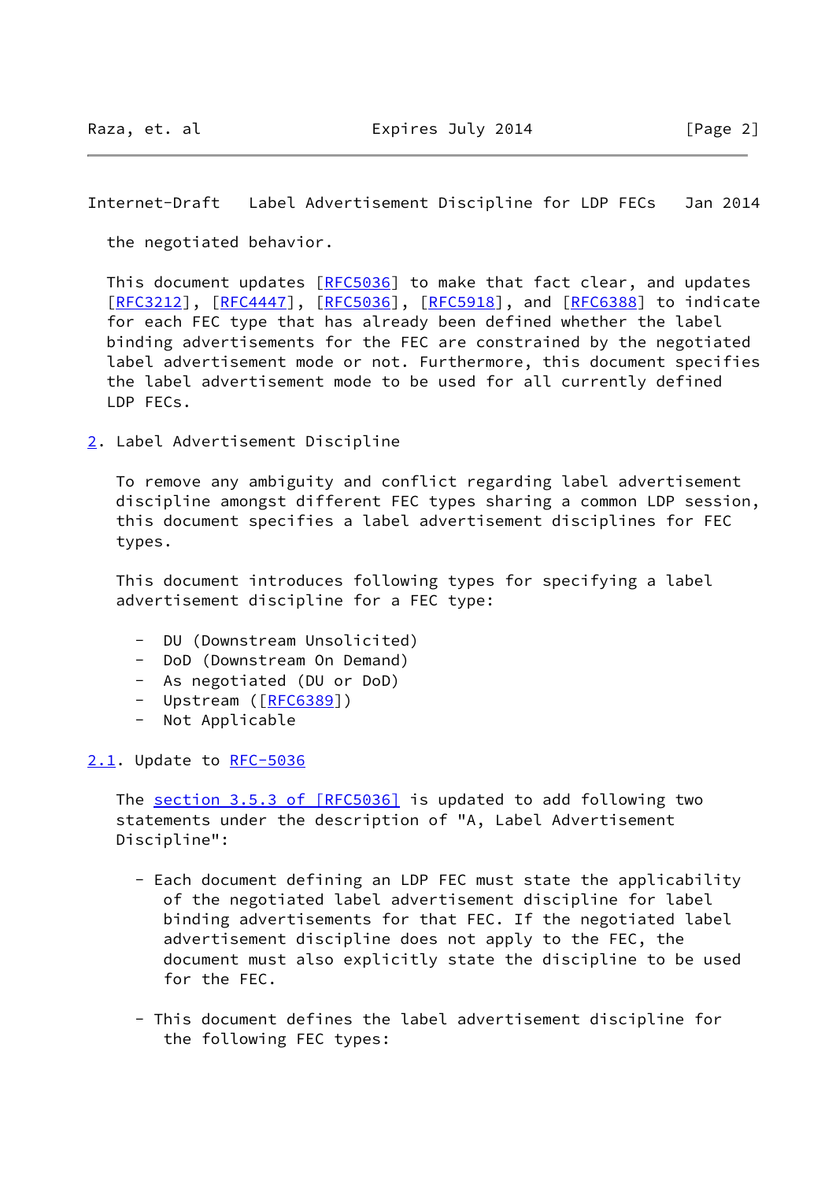the negotiated behavior.

This document updates [RFC5036] to make that fact clear, and updates [RFC3212], [RFC4447], [RFC5036], [RFC5918], and [RFC6388] to indicate for each FEC type that has already been defined whether the label binding advertisements for the FEC are constrained by the negotiated label advertisement mode or not. Furthermore, this document specifies the label advertisement mode to be used for all currently defined LDP FECs.

## 2. Label Advertisement Discipline

To remove any ambiguity and conflict regarding label advertisement discipline amongst different FEC types sharing a common LDP session, this document specifies a label advertisement disciplines for FEC types.

This document introduces following types for specifying a label advertisement discipline for a FEC type:

- DU (Downstream Unsolicited)
- DoD (Downstream On Demand)
- As negotiated (DU or DoD)
- Upstream ([RFC6389])
- Not Applicable

### 2.1. Update to RFC-5036

The section 3.5.3 of [RFC5036] is updated to add following two statements under the description of "A, Label Advertisement Discipline":

- Each document defining an LDP FEC must state the applicability of the negotiated label advertisement discipline for label binding advertisements for that FEC. If the negotiated label advertisement discipline does not apply to the FEC, the document must also explicitly state the discipline to be used for the FEC.

- This document defines the label advertisement discipline for the following FEC types: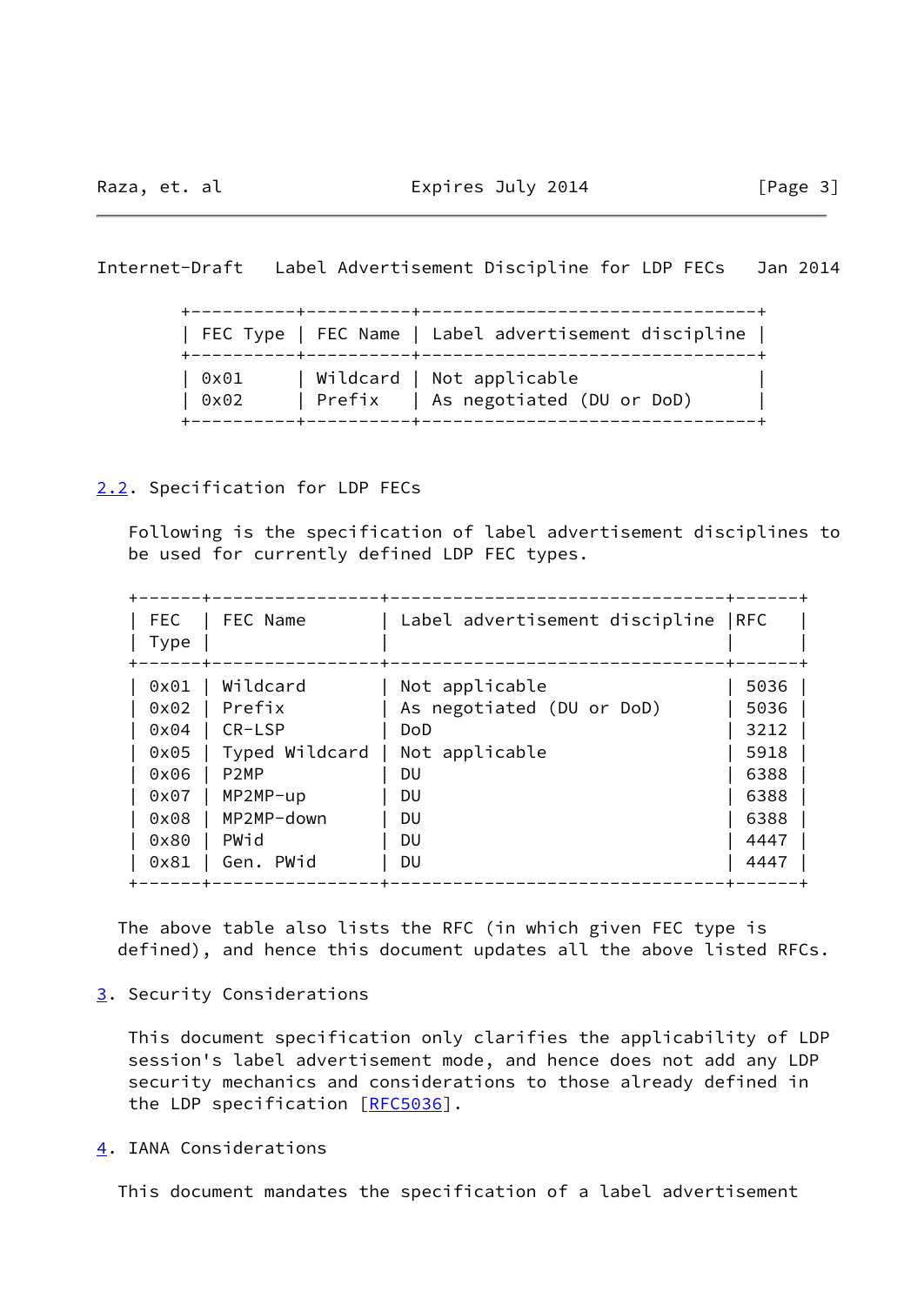| FEC Type | FEC Name | Label advertisement discipline |
|---|---|---|
| 0x01 | Wildcard | Not applicable |
| 0x02 | Prefix | As negotiated (DU or DoD) |

## 2.2. Specification for LDP FECs

Following is the specification of label advertisement disciplines to be used for currently defined LDP FEC types.

| FEC Type | FEC Name | Label advertisement discipline | RFC |
|---|---|---|---|
| 0x01 | Wildcard | Not applicable | 5036 |
| 0x02 | Prefix | As negotiated (DU or DoD) | 5036 |
| 0x04 | CR-LSP | DoD | 3212 |
| 0x05 | Typed Wildcard | Not applicable | 5918 |
| 0x06 | P2MP | DU | 6388 |
| 0x07 | MP2MP-up | DU | 6388 |
| 0x08 | MP2MP-down | DU | 6388 |
| 0x80 | PWid | DU | 4447 |
| 0x81 | Gen. PWid | DU | 4447 |

The above table also lists the RFC (in which given FEC type is defined), and hence this document updates all the above listed RFCs.

## 3. Security Considerations

This document specification only clarifies the applicability of LDP session's label advertisement mode, and hence does not add any LDP security mechanics and considerations to those already defined in the LDP specification [RFC5036].

## 4. IANA Considerations

This document mandates the specification of a label advertisement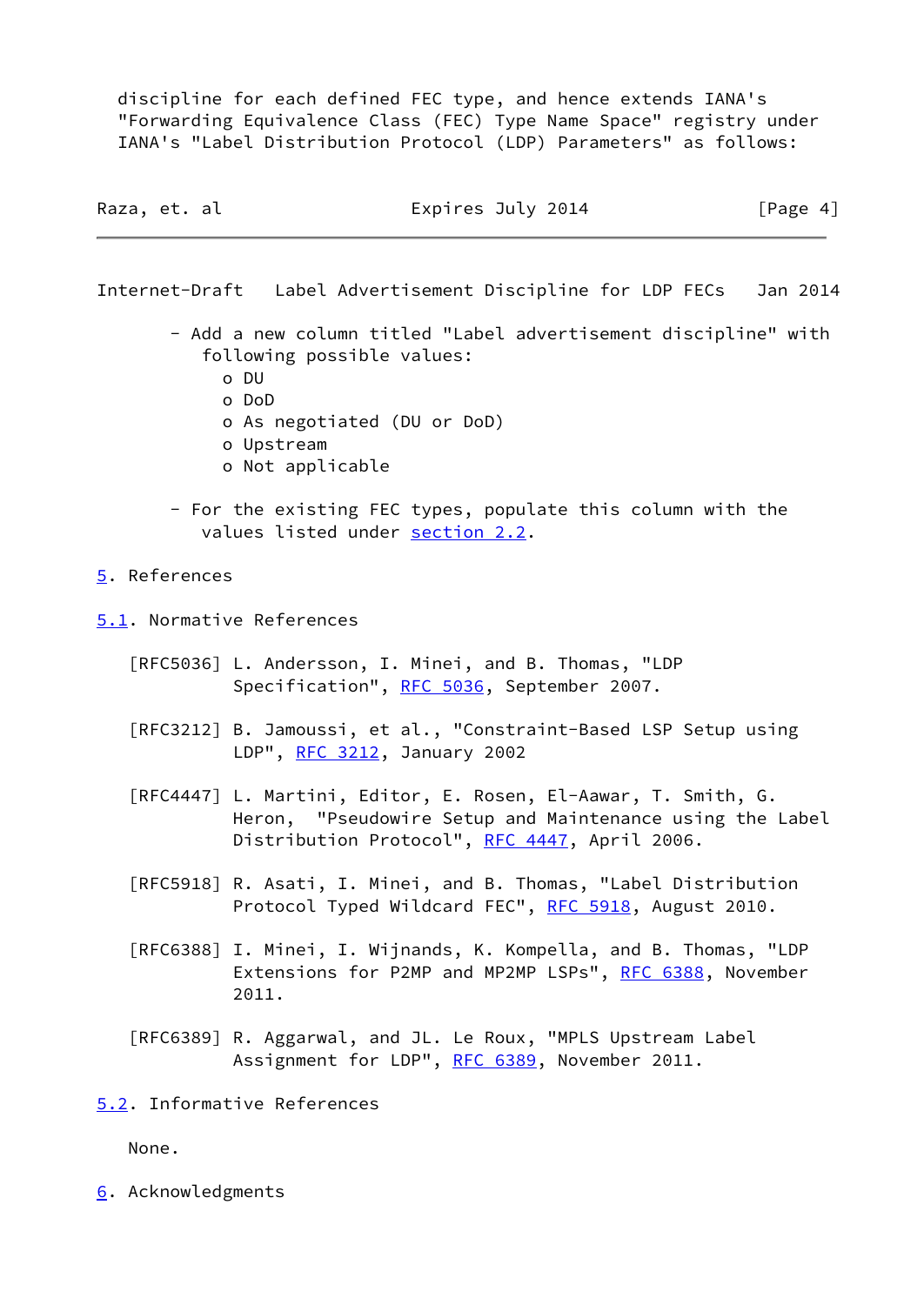discipline for each defined FEC type, and hence extends IANA's "Forwarding Equivalence Class (FEC) Type Name Space" registry under IANA's "Label Distribution Protocol (LDP) Parameters" as follows:

- Add a new column titled "Label advertisement discipline" with following possible values:
  - o DU
  - o DoD
  - o As negotiated (DU or DoD)
  - o Upstream
  - o Not applicable

- For the existing FEC types, populate this column with the values listed under section 2.2.

## 5. References

### 5.1. Normative References

[RFC5036] L. Andersson, I. Minei, and B. Thomas, "LDP Specification", RFC 5036, September 2007.

[RFC3212] B. Jamoussi, et al., "Constraint-Based LSP Setup using LDP", RFC 3212, January 2002

[RFC4447] L. Martini, Editor, E. Rosen, El-Aawar, T. Smith, G. Heron, "Pseudowire Setup and Maintenance using the Label Distribution Protocol", RFC 4447, April 2006.

[RFC5918] R. Asati, I. Minei, and B. Thomas, "Label Distribution Protocol Typed Wildcard FEC", RFC 5918, August 2010.

[RFC6388] I. Minei, I. Wijnands, K. Kompella, and B. Thomas, "LDP Extensions for P2MP and MP2MP LSPs", RFC 6388, November 2011.

[RFC6389] R. Aggarwal, and JL. Le Roux, "MPLS Upstream Label Assignment for LDP", RFC 6389, November 2011.

### 5.2. Informative References

None.

## 6. Acknowledgments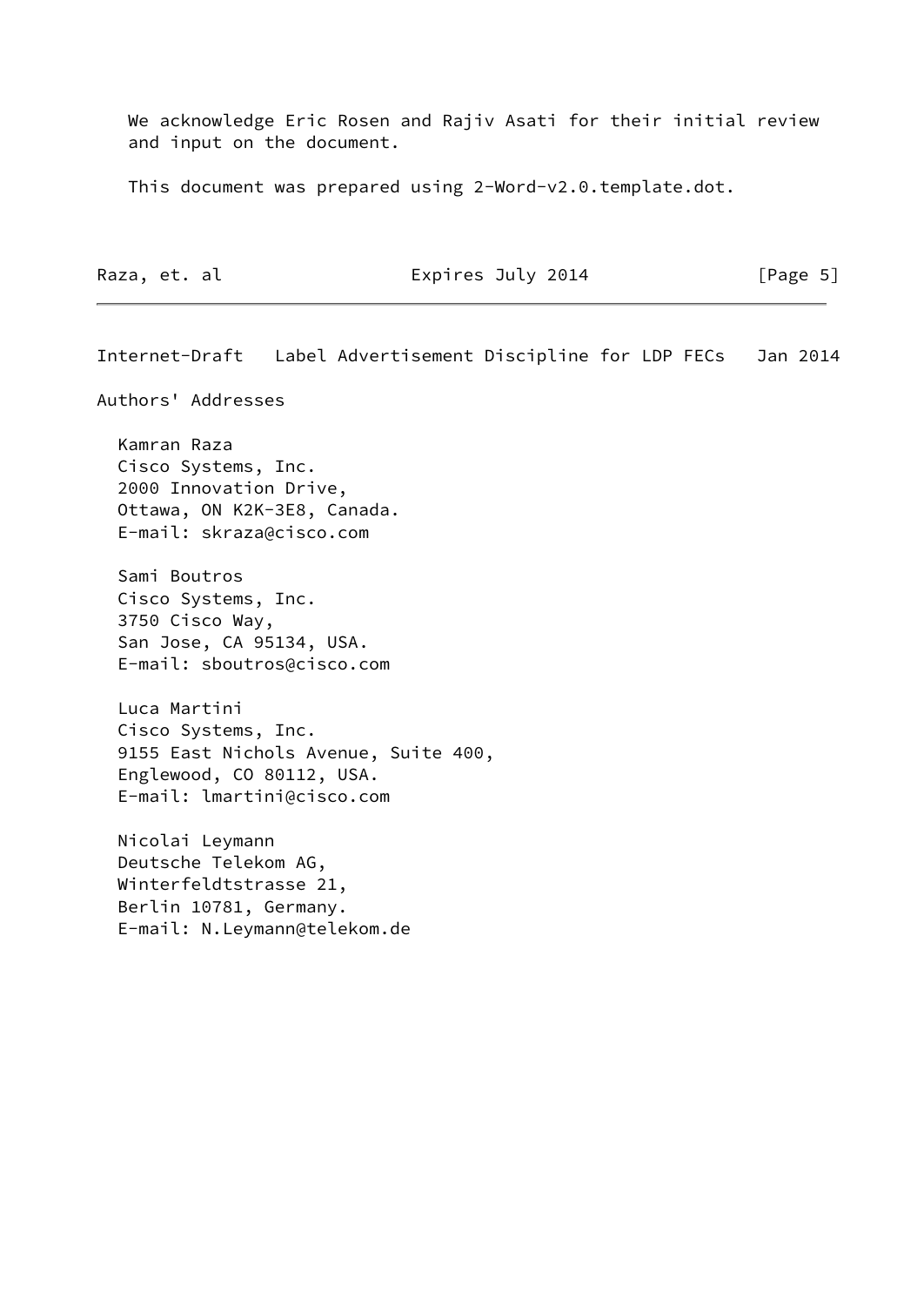We acknowledge Eric Rosen and Rajiv Asati for their initial review and input on the document.

This document was prepared using 2-Word-v2.0.template.dot.

## Authors' Addresses

Kamran Raza
Cisco Systems, Inc.
2000 Innovation Drive,
Ottawa, ON K2K-3E8, Canada.
E-mail: skraza@cisco.com

Sami Boutros
Cisco Systems, Inc.
3750 Cisco Way,
San Jose, CA 95134, USA.
E-mail: sboutros@cisco.com

Luca Martini
Cisco Systems, Inc.
9155 East Nichols Avenue, Suite 400,
Englewood, CO 80112, USA.
E-mail: lmartini@cisco.com

Nicolai Leymann
Deutsche Telekom AG,
Winterfeldtstrasse 21,
Berlin 10781, Germany.
E-mail: N.Leymann@telekom.de